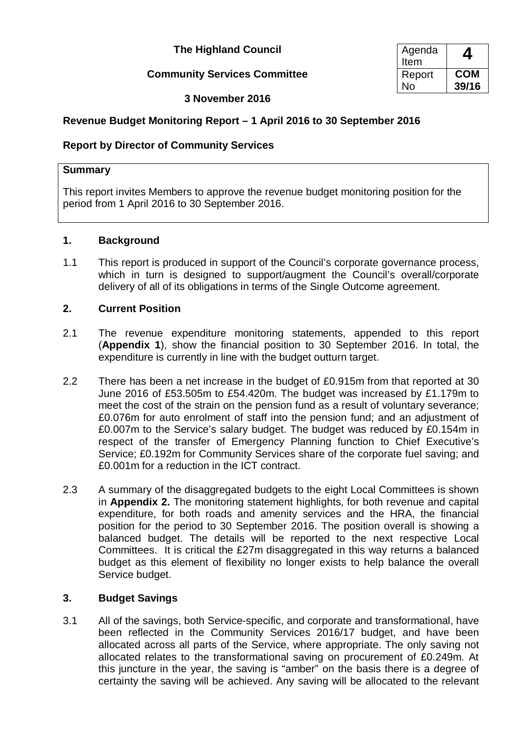**The Highland Council**

**Community Services Committee**

**3 November 2016**

| Agenda Item | **4** |
|---|---|
| Report No | **COM 39/16** |

**Revenue Budget Monitoring Report – 1 April 2016 to 30 September 2016**

**Report by Director of Community Services**

**Summary**

This report invites Members to approve the revenue budget monitoring position for the period from 1 April 2016 to 30 September 2016.

## 1. Background

1.1 This report is produced in support of the Council's corporate governance process, which in turn is designed to support/augment the Council's overall/corporate delivery of all of its obligations in terms of the Single Outcome agreement.

## 2. Current Position

2.1 The revenue expenditure monitoring statements, appended to this report (**Appendix 1**), show the financial position to 30 September 2016. In total, the expenditure is currently in line with the budget outturn target.

2.2 There has been a net increase in the budget of £0.915m from that reported at 30 June 2016 of £53.505m to £54.420m. The budget was increased by £1.179m to meet the cost of the strain on the pension fund as a result of voluntary severance; £0.076m for auto enrolment of staff into the pension fund; and an adjustment of £0.007m to the Service's salary budget. The budget was reduced by £0.154m in respect of the transfer of Emergency Planning function to Chief Executive's Service; £0.192m for Community Services share of the corporate fuel saving; and £0.001m for a reduction in the ICT contract.

2.3 A summary of the disaggregated budgets to the eight Local Committees is shown in **Appendix 2.** The monitoring statement highlights, for both revenue and capital expenditure, for both roads and amenity services and the HRA, the financial position for the period to 30 September 2016. The position overall is showing a balanced budget. The details will be reported to the next respective Local Committees. It is critical the £27m disaggregated in this way returns a balanced budget as this element of flexibility no longer exists to help balance the overall Service budget.

## 3. Budget Savings

3.1 All of the savings, both Service-specific, and corporate and transformational, have been reflected in the Community Services 2016/17 budget, and have been allocated across all parts of the Service, where appropriate. The only saving not allocated relates to the transformational saving on procurement of £0.249m. At this juncture in the year, the saving is "amber" on the basis there is a degree of certainty the saving will be achieved. Any saving will be allocated to the relevant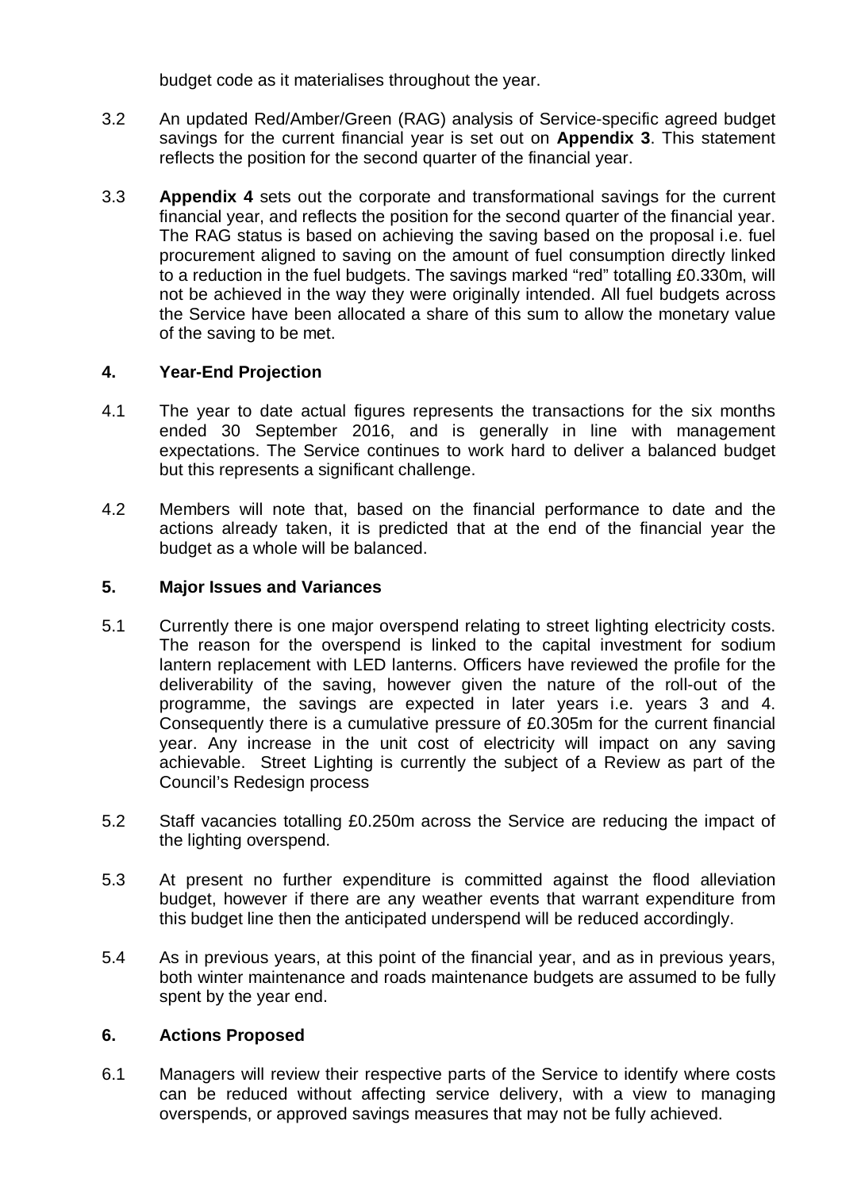budget code as it materialises throughout the year.

3.2 An updated Red/Amber/Green (RAG) analysis of Service-specific agreed budget savings for the current financial year is set out on **Appendix 3**. This statement reflects the position for the second quarter of the financial year.

3.3 **Appendix 4** sets out the corporate and transformational savings for the current financial year, and reflects the position for the second quarter of the financial year. The RAG status is based on achieving the saving based on the proposal i.e. fuel procurement aligned to saving on the amount of fuel consumption directly linked to a reduction in the fuel budgets. The savings marked "red" totalling £0.330m, will not be achieved in the way they were originally intended. All fuel budgets across the Service have been allocated a share of this sum to allow the monetary value of the saving to be met.

## 4. Year-End Projection

4.1 The year to date actual figures represents the transactions for the six months ended 30 September 2016, and is generally in line with management expectations. The Service continues to work hard to deliver a balanced budget but this represents a significant challenge.

4.2 Members will note that, based on the financial performance to date and the actions already taken, it is predicted that at the end of the financial year the budget as a whole will be balanced.

## 5. Major Issues and Variances

5.1 Currently there is one major overspend relating to street lighting electricity costs. The reason for the overspend is linked to the capital investment for sodium lantern replacement with LED lanterns. Officers have reviewed the profile for the deliverability of the saving, however given the nature of the roll-out of the programme, the savings are expected in later years i.e. years 3 and 4. Consequently there is a cumulative pressure of £0.305m for the current financial year. Any increase in the unit cost of electricity will impact on any saving achievable. Street Lighting is currently the subject of a Review as part of the Council's Redesign process

5.2 Staff vacancies totalling £0.250m across the Service are reducing the impact of the lighting overspend.

5.3 At present no further expenditure is committed against the flood alleviation budget, however if there are any weather events that warrant expenditure from this budget line then the anticipated underspend will be reduced accordingly.

5.4 As in previous years, at this point of the financial year, and as in previous years, both winter maintenance and roads maintenance budgets are assumed to be fully spent by the year end.

## 6. Actions Proposed

6.1 Managers will review their respective parts of the Service to identify where costs can be reduced without affecting service delivery, with a view to managing overspends, or approved savings measures that may not be fully achieved.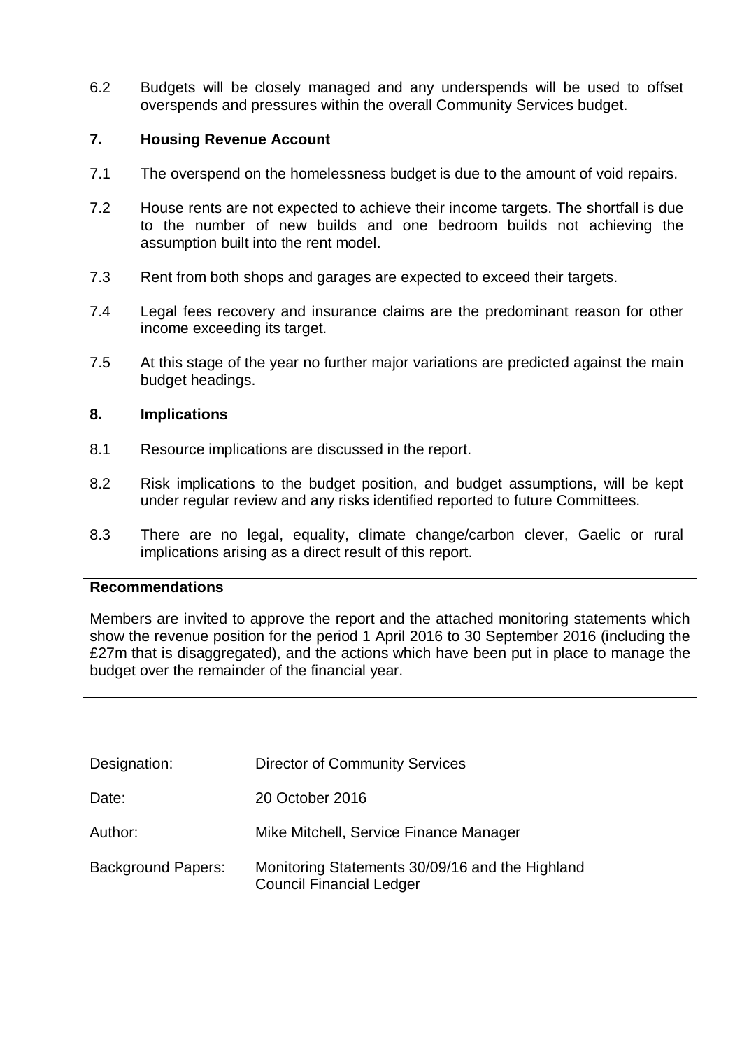6.2 Budgets will be closely managed and any underspends will be used to offset overspends and pressures within the overall Community Services budget.

## 7. Housing Revenue Account

7.1 The overspend on the homelessness budget is due to the amount of void repairs.

7.2 House rents are not expected to achieve their income targets. The shortfall is due to the number of new builds and one bedroom builds not achieving the assumption built into the rent model.

7.3 Rent from both shops and garages are expected to exceed their targets.

7.4 Legal fees recovery and insurance claims are the predominant reason for other income exceeding its target.

7.5 At this stage of the year no further major variations are predicted against the main budget headings.

## 8. Implications

8.1 Resource implications are discussed in the report.

8.2 Risk implications to the budget position, and budget assumptions, will be kept under regular review and any risks identified reported to future Committees.

8.3 There are no legal, equality, climate change/carbon clever, Gaelic or rural implications arising as a direct result of this report.

**Recommendations**

Members are invited to approve the report and the attached monitoring statements which show the revenue position for the period 1 April 2016 to 30 September 2016 (including the £27m that is disaggregated), and the actions which have been put in place to manage the budget over the remainder of the financial year.

| | |
|---|---|
| Designation: | Director of Community Services |
| Date: | 20 October 2016 |
| Author: | Mike Mitchell, Service Finance Manager |
| Background Papers: | Monitoring Statements 30/09/16 and the Highland Council Financial Ledger |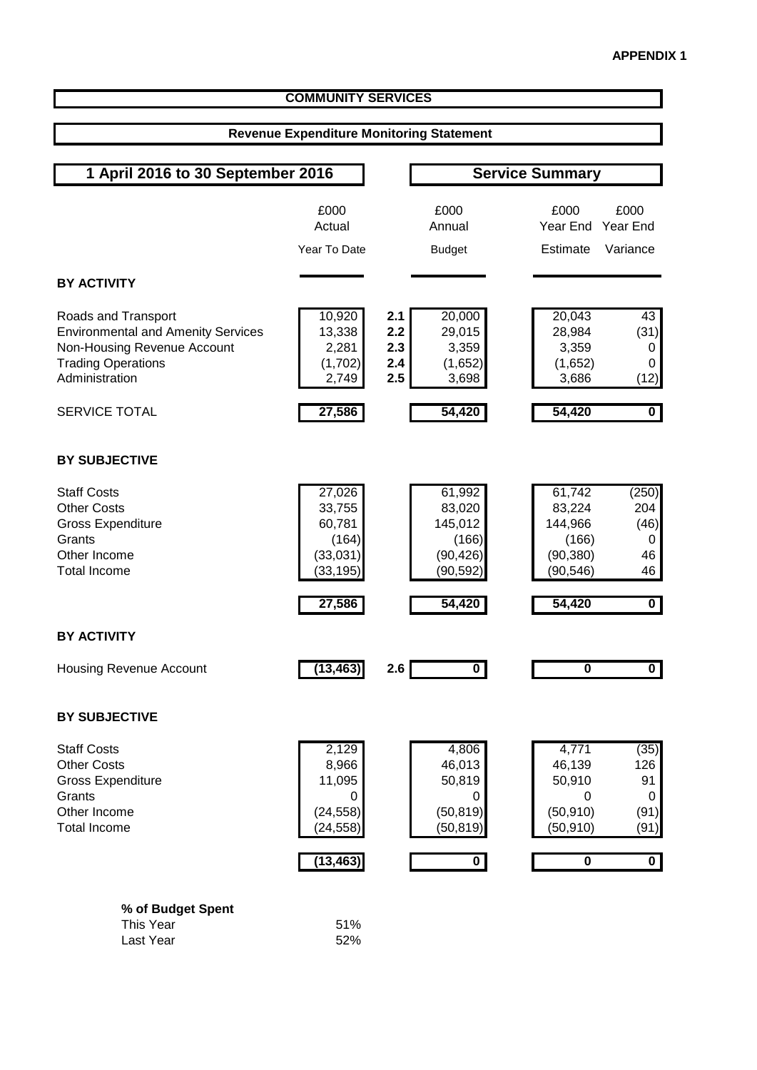**APPENDIX 1**

## COMMUNITY SERVICES

### Revenue Expenditure Monitoring Statement

### 1 April 2016 to 30 September 2016 — Service Summary

| | £000 Actual Year To Date | | £000 Annual Budget | £000 Year End Estimate | £000 Year End Variance |
|---|---|---|---|---|---|
| **BY ACTIVITY** | | | | | |
| Roads and Transport | 10,920 | 2.1 | 20,000 | 20,043 | 43 |
| Environmental and Amenity Services | 13,338 | 2.2 | 29,015 | 28,984 | (31) |
| Non-Housing Revenue Account | 2,281 | 2.3 | 3,359 | 3,359 | 0 |
| Trading Operations | (1,702) | 2.4 | (1,652) | (1,652) | 0 |
| Administration | 2,749 | 2.5 | 3,698 | 3,686 | (12) |
| SERVICE TOTAL | **27,586** | | **54,420** | **54,420** | **0** |
| **BY SUBJECTIVE** | | | | | |
| Staff Costs | 27,026 | | 61,992 | 61,742 | (250) |
| Other Costs | 33,755 | | 83,020 | 83,224 | 204 |
| Gross Expenditure | 60,781 | | 145,012 | 144,966 | (46) |
| Grants | (164) | | (166) | (166) | 0 |
| Other Income | (33,031) | | (90,426) | (90,380) | 46 |
| Total Income | (33,195) | | (90,592) | (90,546) | 46 |
| | **27,586** | | **54,420** | **54,420** | **0** |
| **BY ACTIVITY** | | | | | |
| Housing Revenue Account | **(13,463)** | 2.6 | **0** | **0** | **0** |
| **BY SUBJECTIVE** | | | | | |
| Staff Costs | 2,129 | | 4,806 | 4,771 | (35) |
| Other Costs | 8,966 | | 46,013 | 46,139 | 126 |
| Gross Expenditure | 11,095 | | 50,819 | 50,910 | 91 |
| Grants | 0 | | 0 | 0 | 0 |
| Other Income | (24,558) | | (50,819) | (50,910) | (91) |
| Total Income | (24,558) | | (50,819) | (50,910) | (91) |
| | **(13,463)** | | **0** | **0** | **0** |

| **% of Budget Spent** | |
|---|---|
| This Year | 51% |
| Last Year | 52% |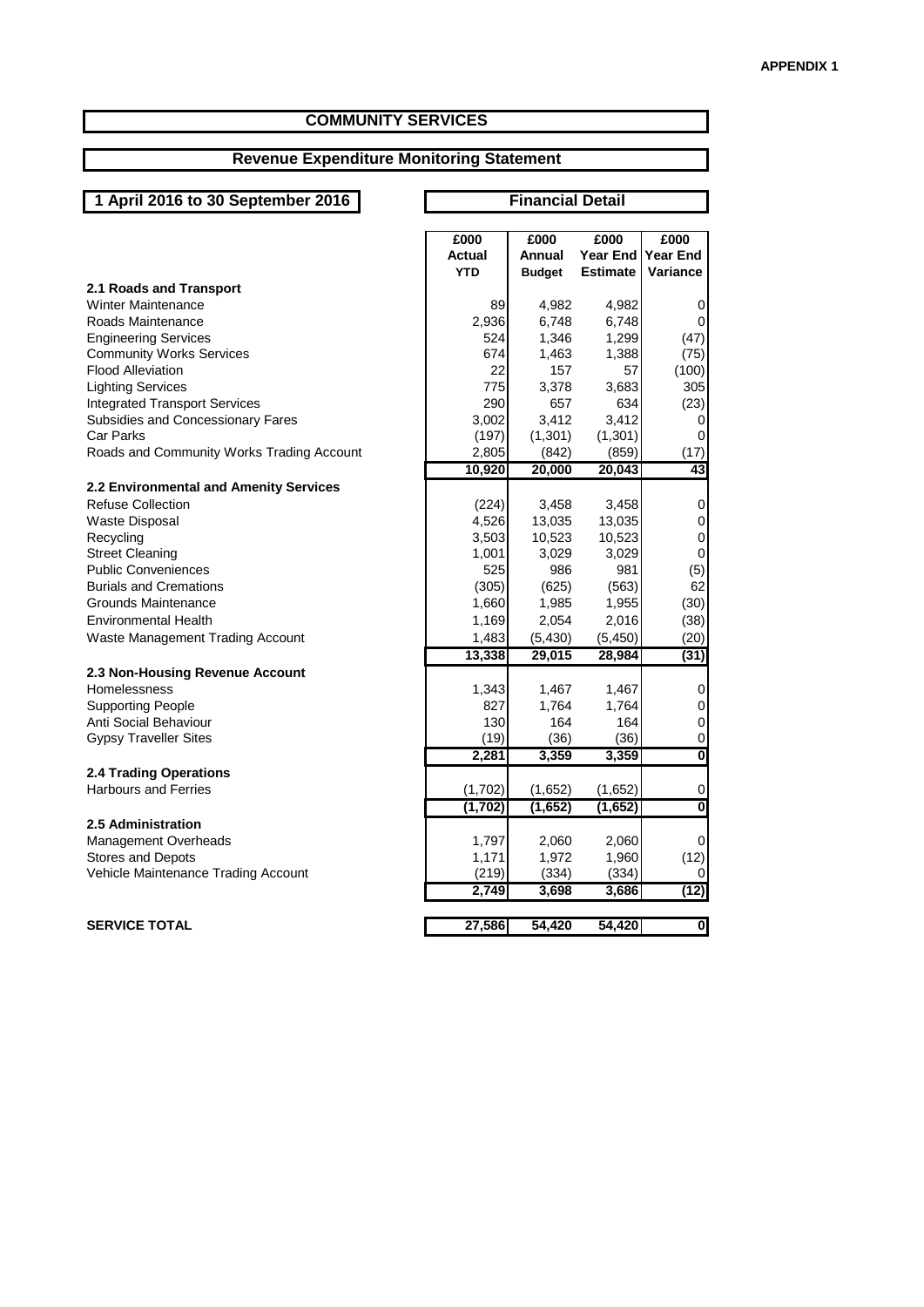**APPENDIX 1**

# COMMUNITY SERVICES

## Revenue Expenditure Monitoring Statement

**1 April 2016 to 30 September 2016** | **Financial Detail**

| | £000 Actual YTD | £000 Annual Budget | £000 Year End Estimate | £000 Year End Variance |
|---|---|---|---|---|
| **2.1 Roads and Transport** | | | | |
| Winter Maintenance | 89 | 4,982 | 4,982 | 0 |
| Roads Maintenance | 2,936 | 6,748 | 6,748 | 0 |
| Engineering Services | 524 | 1,346 | 1,299 | (47) |
| Community Works Services | 674 | 1,463 | 1,388 | (75) |
| Flood Alleviation | 22 | 157 | 57 | (100) |
| Lighting Services | 775 | 3,378 | 3,683 | 305 |
| Integrated Transport Services | 290 | 657 | 634 | (23) |
| Subsidies and Concessionary Fares | 3,002 | 3,412 | 3,412 | 0 |
| Car Parks | (197) | (1,301) | (1,301) | 0 |
| Roads and Community Works Trading Account | 2,805 | (842) | (859) | (17) |
| | **10,920** | **20,000** | **20,043** | **43** |
| **2.2 Environmental and Amenity Services** | | | | |
| Refuse Collection | (224) | 3,458 | 3,458 | 0 |
| Waste Disposal | 4,526 | 13,035 | 13,035 | 0 |
| Recycling | 3,503 | 10,523 | 10,523 | 0 |
| Street Cleaning | 1,001 | 3,029 | 3,029 | 0 |
| Public Conveniences | 525 | 986 | 981 | (5) |
| Burials and Cremations | (305) | (625) | (563) | 62 |
| Grounds Maintenance | 1,660 | 1,985 | 1,955 | (30) |
| Environmental Health | 1,169 | 2,054 | 2,016 | (38) |
| Waste Management Trading Account | 1,483 | (5,430) | (5,450) | (20) |
| | **13,338** | **29,015** | **28,984** | **(31)** |
| **2.3 Non-Housing Revenue Account** | | | | |
| Homelessness | 1,343 | 1,467 | 1,467 | 0 |
| Supporting People | 827 | 1,764 | 1,764 | 0 |
| Anti Social Behaviour | 130 | 164 | 164 | 0 |
| Gypsy Traveller Sites | (19) | (36) | (36) | 0 |
| | **2,281** | **3,359** | **3,359** | **0** |
| **2.4 Trading Operations** | | | | |
| Harbours and Ferries | (1,702) | (1,652) | (1,652) | 0 |
| | **(1,702)** | **(1,652)** | **(1,652)** | **0** |
| **2.5 Administration** | | | | |
| Management Overheads | 1,797 | 2,060 | 2,060 | 0 |
| Stores and Depots | 1,171 | 1,972 | 1,960 | (12) |
| Vehicle Maintenance Trading Account | (219) | (334) | (334) | 0 |
| | **2,749** | **3,698** | **3,686** | **(12)** |
| **SERVICE TOTAL** | **27,586** | **54,420** | **54,420** | **0** |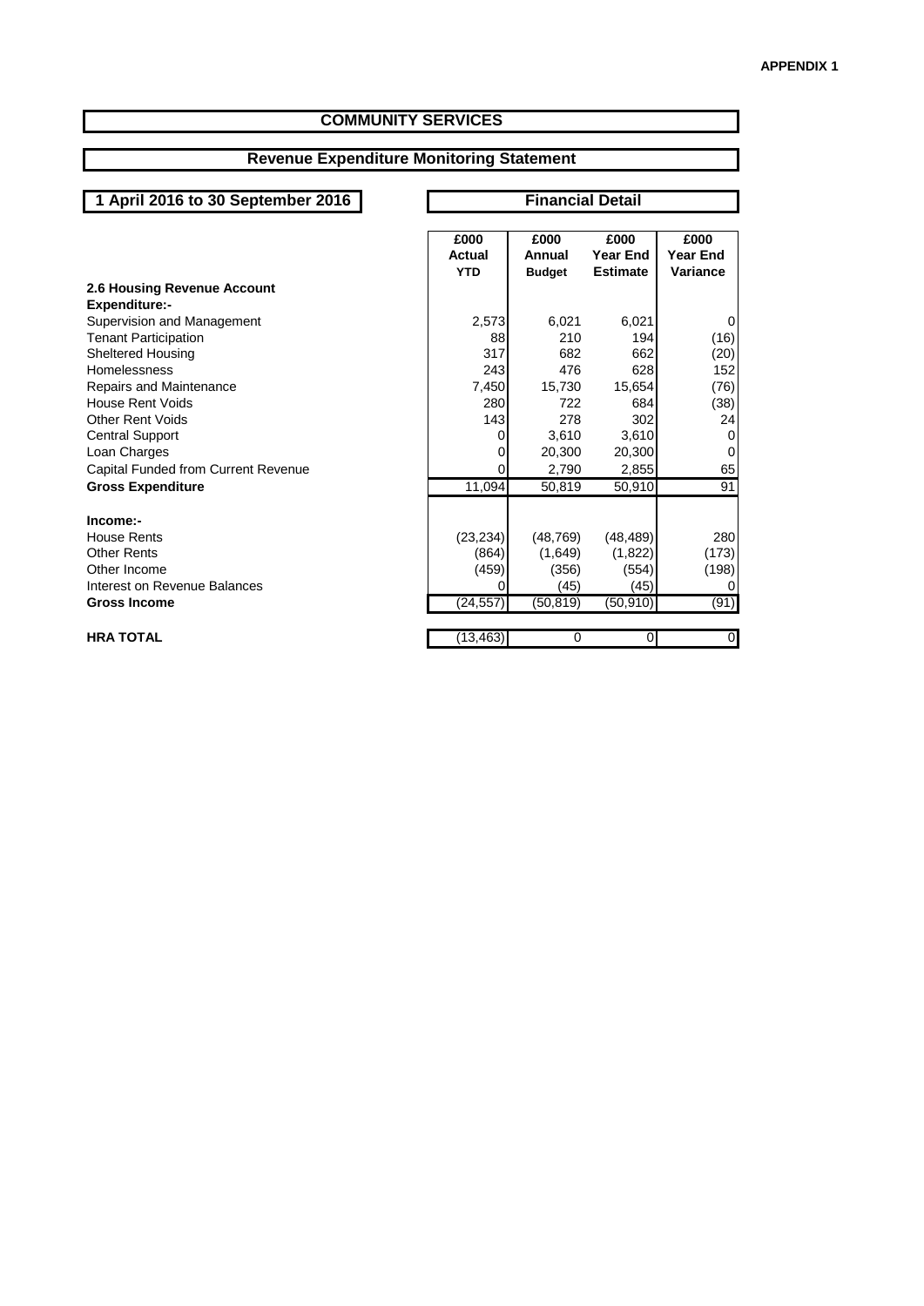APPENDIX 1

# COMMUNITY SERVICES

## Revenue Expenditure Monitoring Statement

**1 April 2016 to 30 September 2016**

**Financial Detail**

| | £000 Actual YTD | £000 Annual Budget | £000 Year End Estimate | £000 Year End Variance |
|---|---|---|---|---|
| **2.6 Housing Revenue Account** | | | | |
| **Expenditure:-** | | | | |
| Supervision and Management | 2,573 | 6,021 | 6,021 | 0 |
| Tenant Participation | 88 | 210 | 194 | (16) |
| Sheltered Housing | 317 | 682 | 662 | (20) |
| Homelessness | 243 | 476 | 628 | 152 |
| Repairs and Maintenance | 7,450 | 15,730 | 15,654 | (76) |
| House Rent Voids | 280 | 722 | 684 | (38) |
| Other Rent Voids | 143 | 278 | 302 | 24 |
| Central Support | 0 | 3,610 | 3,610 | 0 |
| Loan Charges | 0 | 20,300 | 20,300 | 0 |
| Capital Funded from Current Revenue | 0 | 2,790 | 2,855 | 65 |
| **Gross Expenditure** | 11,094 | 50,819 | 50,910 | 91 |
| | | | | |
| **Income:-** | | | | |
| House Rents | (23,234) | (48,769) | (48,489) | 280 |
| Other Rents | (864) | (1,649) | (1,822) | (173) |
| Other Income | (459) | (356) | (554) | (198) |
| Interest on Revenue Balances | 0 | (45) | (45) | 0 |
| **Gross Income** | (24,557) | (50,819) | (50,910) | (91) |
| | | | | |
| **HRA TOTAL** | (13,463) | 0 | 0 | 0 |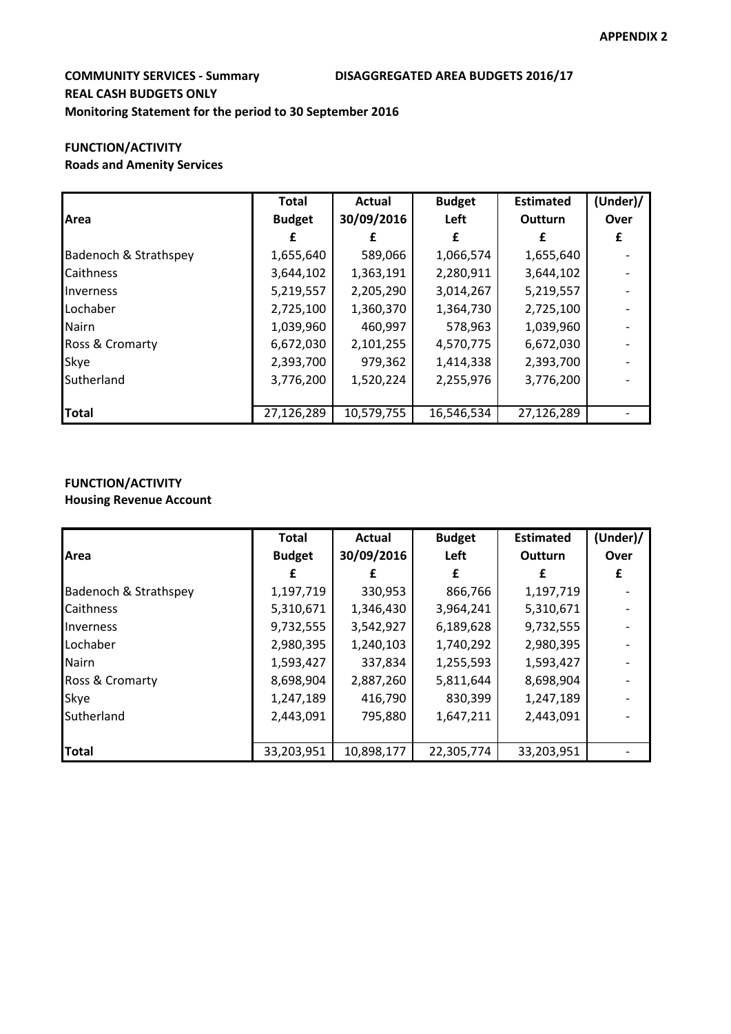**APPENDIX 2**

**COMMUNITY SERVICES - Summary** **DISAGGREGATED AREA BUDGETS 2016/17**

**REAL CASH BUDGETS ONLY**

**Monitoring Statement for the period to 30 September 2016**

**FUNCTION/ACTIVITY**

**Roads and Amenity Services**

| Area | Total Budget £ | Actual 30/09/2016 £ | Budget Left £ | Estimated Outturn £ | (Under)/ Over £ |
|---|---|---|---|---|---|
| Badenoch & Strathspey | 1,655,640 | 589,066 | 1,066,574 | 1,655,640 | - |
| Caithness | 3,644,102 | 1,363,191 | 2,280,911 | 3,644,102 | - |
| Inverness | 5,219,557 | 2,205,290 | 3,014,267 | 5,219,557 | - |
| Lochaber | 2,725,100 | 1,360,370 | 1,364,730 | 2,725,100 | - |
| Nairn | 1,039,960 | 460,997 | 578,963 | 1,039,960 | - |
| Ross & Cromarty | 6,672,030 | 2,101,255 | 4,570,775 | 6,672,030 | - |
| Skye | 2,393,700 | 979,362 | 1,414,338 | 2,393,700 | - |
| Sutherland | 3,776,200 | 1,520,224 | 2,255,976 | 3,776,200 | - |
| **Total** | 27,126,289 | 10,579,755 | 16,546,534 | 27,126,289 | - |

**FUNCTION/ACTIVITY**

**Housing Revenue Account**

| Area | Total Budget £ | Actual 30/09/2016 £ | Budget Left £ | Estimated Outturn £ | (Under)/ Over £ |
|---|---|---|---|---|---|
| Badenoch & Strathspey | 1,197,719 | 330,953 | 866,766 | 1,197,719 | - |
| Caithness | 5,310,671 | 1,346,430 | 3,964,241 | 5,310,671 | - |
| Inverness | 9,732,555 | 3,542,927 | 6,189,628 | 9,732,555 | - |
| Lochaber | 2,980,395 | 1,240,103 | 1,740,292 | 2,980,395 | - |
| Nairn | 1,593,427 | 337,834 | 1,255,593 | 1,593,427 | - |
| Ross & Cromarty | 8,698,904 | 2,887,260 | 5,811,644 | 8,698,904 | - |
| Skye | 1,247,189 | 416,790 | 830,399 | 1,247,189 | - |
| Sutherland | 2,443,091 | 795,880 | 1,647,211 | 2,443,091 | - |
| **Total** | 33,203,951 | 10,898,177 | 22,305,774 | 33,203,951 | - |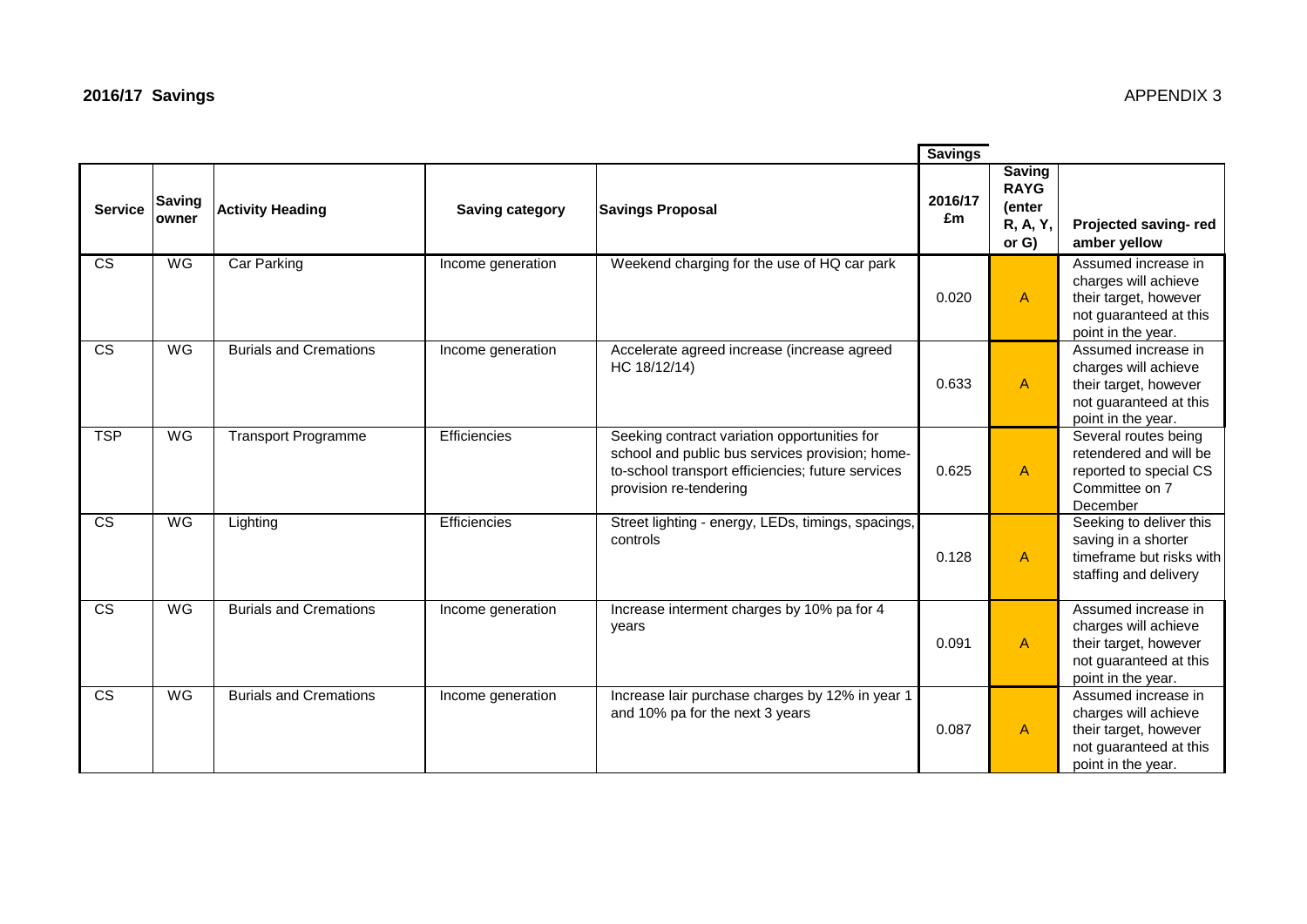## 2016/17 Savings

APPENDIX 3

| | | | | | Savings | | |
|---|---|---|---|---|---|---|---|
| Service | Saving owner | Activity Heading | Saving category | Savings Proposal | 2016/17 £m | Saving RAYG (enter R, A, Y, or G) | Projected saving- red amber yellow |
| CS | WG | Car Parking | Income generation | Weekend charging for the use of HQ car park | 0.020 | A | Assumed increase in charges will achieve their target, however not guaranteed at this point in the year. |
| CS | WG | Burials and Cremations | Income generation | Accelerate agreed increase (increase agreed HC 18/12/14) | 0.633 | A | Assumed increase in charges will achieve their target, however not guaranteed at this point in the year. |
| TSP | WG | Transport Programme | Efficiencies | Seeking contract variation opportunities for school and public bus services provision; home-to-school transport efficiencies; future services provision re-tendering | 0.625 | A | Several routes being retendered and will be reported to special CS Committee on 7 December |
| CS | WG | Lighting | Efficiencies | Street lighting - energy, LEDs, timings, spacings, controls | 0.128 | A | Seeking to deliver this saving in a shorter timeframe but risks with staffing and delivery |
| CS | WG | Burials and Cremations | Income generation | Increase interment charges by 10% pa for 4 years | 0.091 | A | Assumed increase in charges will achieve their target, however not guaranteed at this point in the year. |
| CS | WG | Burials and Cremations | Income generation | Increase lair purchase charges by 12% in year 1 and 10% pa for the next 3 years | 0.087 | A | Assumed increase in charges will achieve their target, however not guaranteed at this point in the year. |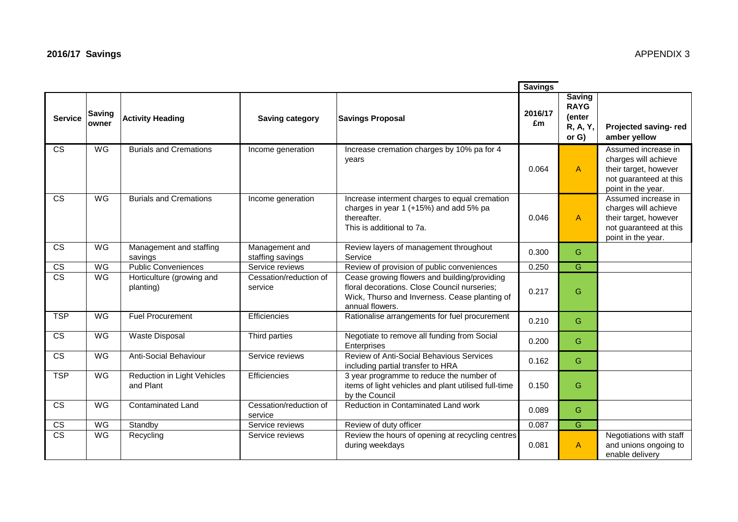## 2016/17 Savings

APPENDIX 3

| | | | | | Savings | | |
|---|---|---|---|---|---|---|---|
| **Service** | **Saving owner** | **Activity Heading** | **Saving category** | **Savings Proposal** | **2016/17 £m** | **Saving RAYG (enter R, A, Y, or G)** | **Projected saving- red amber yellow** |
| CS | WG | Burials and Cremations | Income generation | Increase cremation charges by 10% pa for 4 years | 0.064 | A | Assumed increase in charges will achieve their target, however not guaranteed at this point in the year. |
| CS | WG | Burials and Cremations | Income generation | Increase interment charges to equal cremation charges in year 1 (+15%) and add 5% pa thereafter. This is additional to 7a. | 0.046 | A | Assumed increase in charges will achieve their target, however not guaranteed at this point in the year. |
| CS | WG | Management and staffing savings | Management and staffing savings | Review layers of management throughout Service | 0.300 | G | |
| CS | WG | Public Conveniences | Service reviews | Review of provision of public conveniences | 0.250 | G | |
| CS | WG | Horticulture (growing and planting) | Cessation/reduction of service | Cease growing flowers and building/providing floral decorations. Close Council nurseries; Wick, Thurso and Inverness. Cease planting of annual flowers. | 0.217 | G | |
| TSP | WG | Fuel Procurement | Efficiencies | Rationalise arrangements for fuel procurement | 0.210 | G | |
| CS | WG | Waste Disposal | Third parties | Negotiate to remove all funding from Social Enterprises | 0.200 | G | |
| CS | WG | Anti-Social Behaviour | Service reviews | Review of Anti-Social Behavious Services including partial transfer to HRA | 0.162 | G | |
| TSP | WG | Reduction in Light Vehicles and Plant | Efficiencies | 3 year programme to reduce the number of items of light vehicles and plant utilised full-time by the Council | 0.150 | G | |
| CS | WG | Contaminated Land | Cessation/reduction of service | Reduction in Contaminated Land work | 0.089 | G | |
| CS | WG | Standby | Service reviews | Review of duty officer | 0.087 | G | |
| CS | WG | Recycling | Service reviews | Review the hours of opening at recycling centres during weekdays | 0.081 | A | Negotiations with staff and unions ongoing to enable delivery |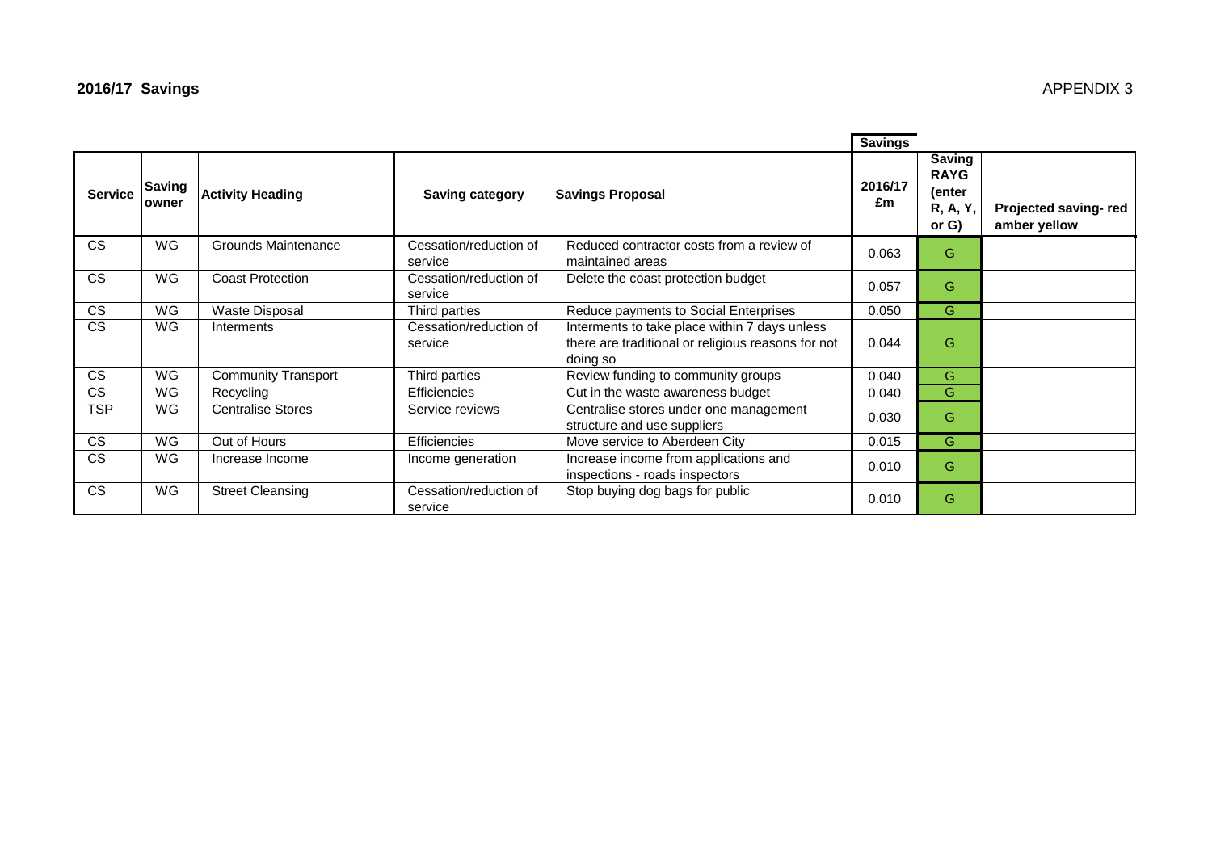## 2016/17 Savings

APPENDIX 3

| Service | Saving owner | Activity Heading | Saving category | Savings Proposal | Savings 2016/17 £m | Saving RAYG (enter R, A, Y, or G) | Projected saving- red amber yellow |
|---|---|---|---|---|---|---|---|
| CS | WG | Grounds Maintenance | Cessation/reduction of service | Reduced contractor costs from a review of maintained areas | 0.063 | G | |
| CS | WG | Coast Protection | Cessation/reduction of service | Delete the coast protection budget | 0.057 | G | |
| CS | WG | Waste Disposal | Third parties | Reduce payments to Social Enterprises | 0.050 | G | |
| CS | WG | Interments | Cessation/reduction of service | Interments to take place within 7 days unless there are traditional or religious reasons for not doing so | 0.044 | G | |
| CS | WG | Community Transport | Third parties | Review funding to community groups | 0.040 | G | |
| CS | WG | Recycling | Efficiencies | Cut in the waste awareness budget | 0.040 | G | |
| TSP | WG | Centralise Stores | Service reviews | Centralise stores under one management structure and use suppliers | 0.030 | G | |
| CS | WG | Out of Hours | Efficiencies | Move service to Aberdeen City | 0.015 | G | |
| CS | WG | Increase Income | Income generation | Increase income from applications and inspections - roads inspectors | 0.010 | G | |
| CS | WG | Street Cleansing | Cessation/reduction of service | Stop buying dog bags for public | 0.010 | G | |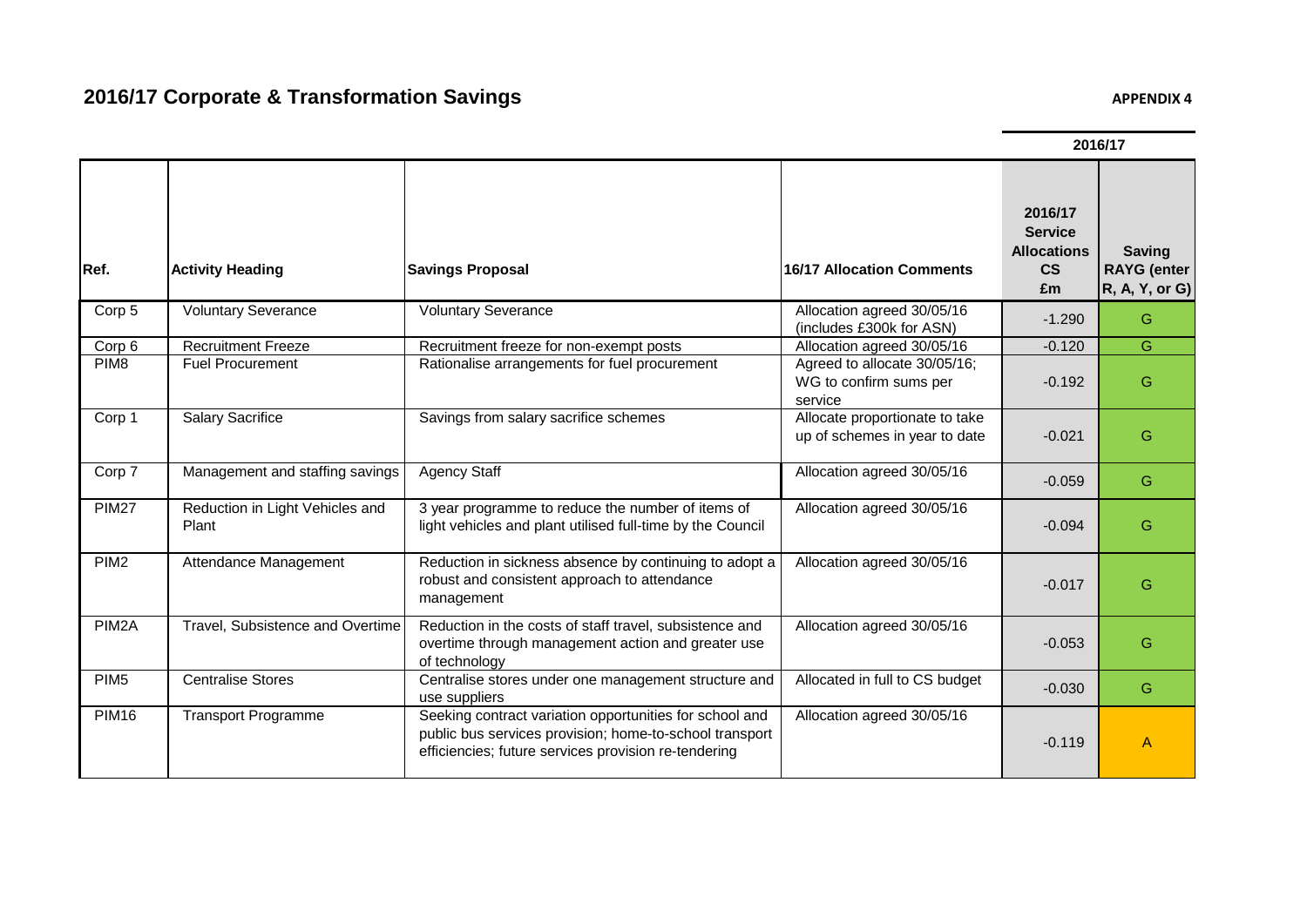# 2016/17 Corporate & Transformation Savings

**APPENDIX 4**

| Ref. | Activity Heading | Savings Proposal | 16/17 Allocation Comments | 2016/17 Service Allocations CS £m | Saving RAYG (enter R, A, Y, or G) |
|---|---|---|---|---|---|
| | | | | **2016/17** | |
| Corp 5 | Voluntary Severance | Voluntary Severance | Allocation agreed 30/05/16 (includes £300k for ASN) | -1.290 | G |
| Corp 6 | Recruitment Freeze | Recruitment freeze for non-exempt posts | Allocation agreed 30/05/16 | -0.120 | G |
| PIM8 | Fuel Procurement | Rationalise arrangements for fuel procurement | Agreed to allocate 30/05/16; WG to confirm sums per service | -0.192 | G |
| Corp 1 | Salary Sacrifice | Savings from salary sacrifice schemes | Allocate proportionate to take up of schemes in year to date | -0.021 | G |
| Corp 7 | Management and staffing savings | Agency Staff | Allocation agreed 30/05/16 | -0.059 | G |
| PIM27 | Reduction in Light Vehicles and Plant | 3 year programme to reduce the number of items of light vehicles and plant utilised full-time by the Council | Allocation agreed 30/05/16 | -0.094 | G |
| PIM2 | Attendance Management | Reduction in sickness absence by continuing to adopt a robust and consistent approach to attendance management | Allocation agreed 30/05/16 | -0.017 | G |
| PIM2A | Travel, Subsistence and Overtime | Reduction in the costs of staff travel, subsistence and overtime through management action and greater use of technology | Allocation agreed 30/05/16 | -0.053 | G |
| PIM5 | Centralise Stores | Centralise stores under one management structure and use suppliers | Allocated in full to CS budget | -0.030 | G |
| PIM16 | Transport Programme | Seeking contract variation opportunities for school and public bus services provision; home-to-school transport efficiencies; future services provision re-tendering | Allocation agreed 30/05/16 | -0.119 | A |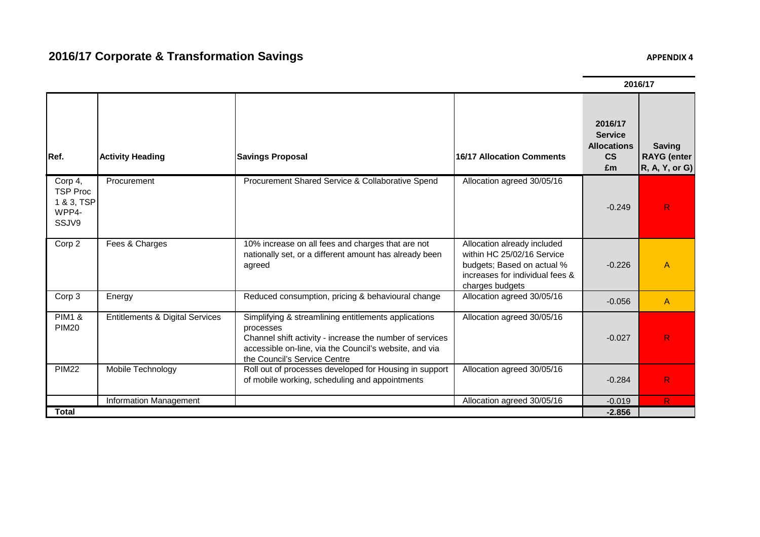# 2016/17 Corporate & Transformation Savings

**APPENDIX 4**

| Ref. | Activity Heading | Savings Proposal | 16/17 Allocation Comments | 2016/17 Service Allocations CS £m | Saving RAYG (enter R, A, Y, or G) |
|---|---|---|---|---|---|
| Corp 4, TSP Proc 1 & 3, TSP WPP4-SSJV9 | Procurement | Procurement Shared Service & Collaborative Spend | Allocation agreed 30/05/16 | -0.249 | R |
| Corp 2 | Fees & Charges | 10% increase on all fees and charges that are not nationally set, or a different amount has already been agreed | Allocation already included within HC 25/02/16 Service budgets; Based on actual % increases for individual fees & charges budgets | -0.226 | A |
| Corp 3 | Energy | Reduced consumption, pricing & behavioural change | Allocation agreed 30/05/16 | -0.056 | A |
| PIM1 & PIM20 | Entitlements & Digital Services | Simplifying & streamlining entitlements applications processes<br>Channel shift activity - increase the number of services accessible on-line, via the Council's website, and via the Council's Service Centre | Allocation agreed 30/05/16 | -0.027 | R |
| PIM22 | Mobile Technology | Roll out of processes developed for Housing in support of mobile working, scheduling and appointments | Allocation agreed 30/05/16 | -0.284 | R |
| | Information Management | | Allocation agreed 30/05/16 | -0.019 | R |
| **Total** | | | | **-2.856** | |